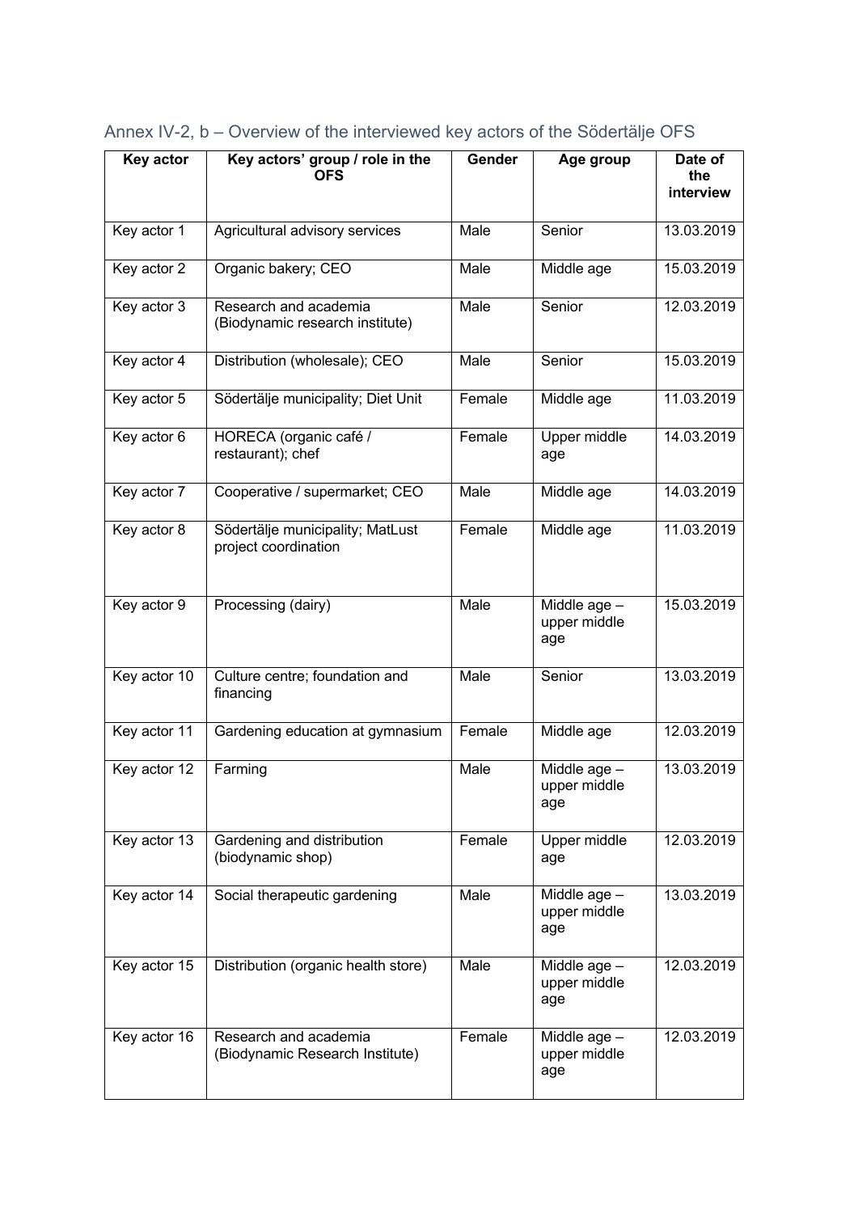## Annex IV-2, b – Overview of the interviewed key actors of the Södertälje OFS

| Key actor | Key actors' group / role in the OFS | Gender | Age group | Date of the interview |
| --- | --- | --- | --- | --- |
| Key actor 1 | Agricultural advisory services | Male | Senior | 13.03.2019 |
| Key actor 2 | Organic bakery; CEO | Male | Middle age | 15.03.2019 |
| Key actor 3 | Research and academia (Biodynamic research institute) | Male | Senior | 12.03.2019 |
| Key actor 4 | Distribution (wholesale); CEO | Male | Senior | 15.03.2019 |
| Key actor 5 | Södertälje municipality; Diet Unit | Female | Middle age | 11.03.2019 |
| Key actor 6 | HORECA (organic café / restaurant); chef | Female | Upper middle age | 14.03.2019 |
| Key actor 7 | Cooperative / supermarket; CEO | Male | Middle age | 14.03.2019 |
| Key actor 8 | Södertälje municipality; MatLust project coordination | Female | Middle age | 11.03.2019 |
| Key actor 9 | Processing (dairy) | Male | Middle age – upper middle age | 15.03.2019 |
| Key actor 10 | Culture centre; foundation and financing | Male | Senior | 13.03.2019 |
| Key actor 11 | Gardening education at gymnasium | Female | Middle age | 12.03.2019 |
| Key actor 12 | Farming | Male | Middle age – upper middle age | 13.03.2019 |
| Key actor 13 | Gardening and distribution (biodynamic shop) | Female | Upper middle age | 12.03.2019 |
| Key actor 14 | Social therapeutic gardening | Male | Middle age – upper middle age | 13.03.2019 |
| Key actor 15 | Distribution (organic health store) | Male | Middle age – upper middle age | 12.03.2019 |
| Key actor 16 | Research and academia (Biodynamic Research Institute) | Female | Middle age – upper middle age | 12.03.2019 |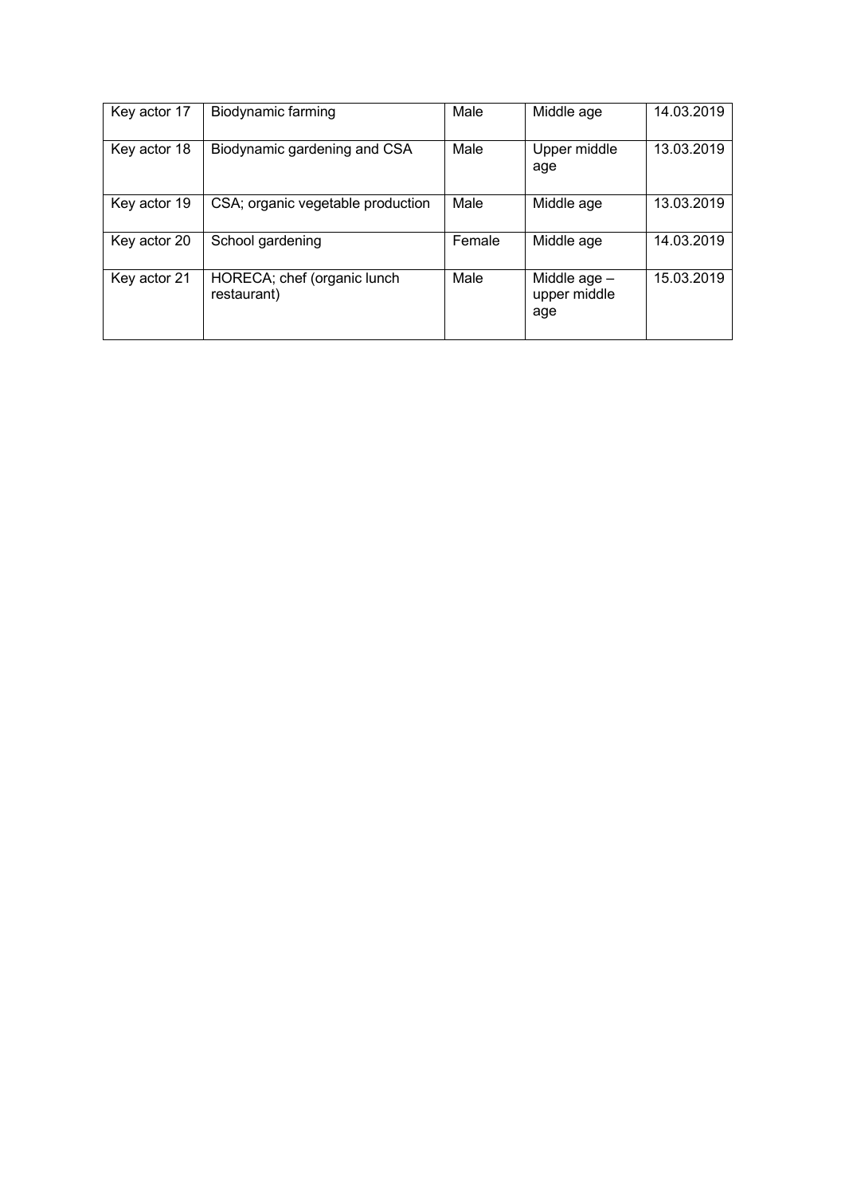| | | | | |
|---|---|---|---|---|
| Key actor 17 | Biodynamic farming | Male | Middle age | 14.03.2019 |
| Key actor 18 | Biodynamic gardening and CSA | Male | Upper middle age | 13.03.2019 |
| Key actor 19 | CSA; organic vegetable production | Male | Middle age | 13.03.2019 |
| Key actor 20 | School gardening | Female | Middle age | 14.03.2019 |
| Key actor 21 | HORECA; chef (organic lunch restaurant) | Male | Middle age – upper middle age | 15.03.2019 |